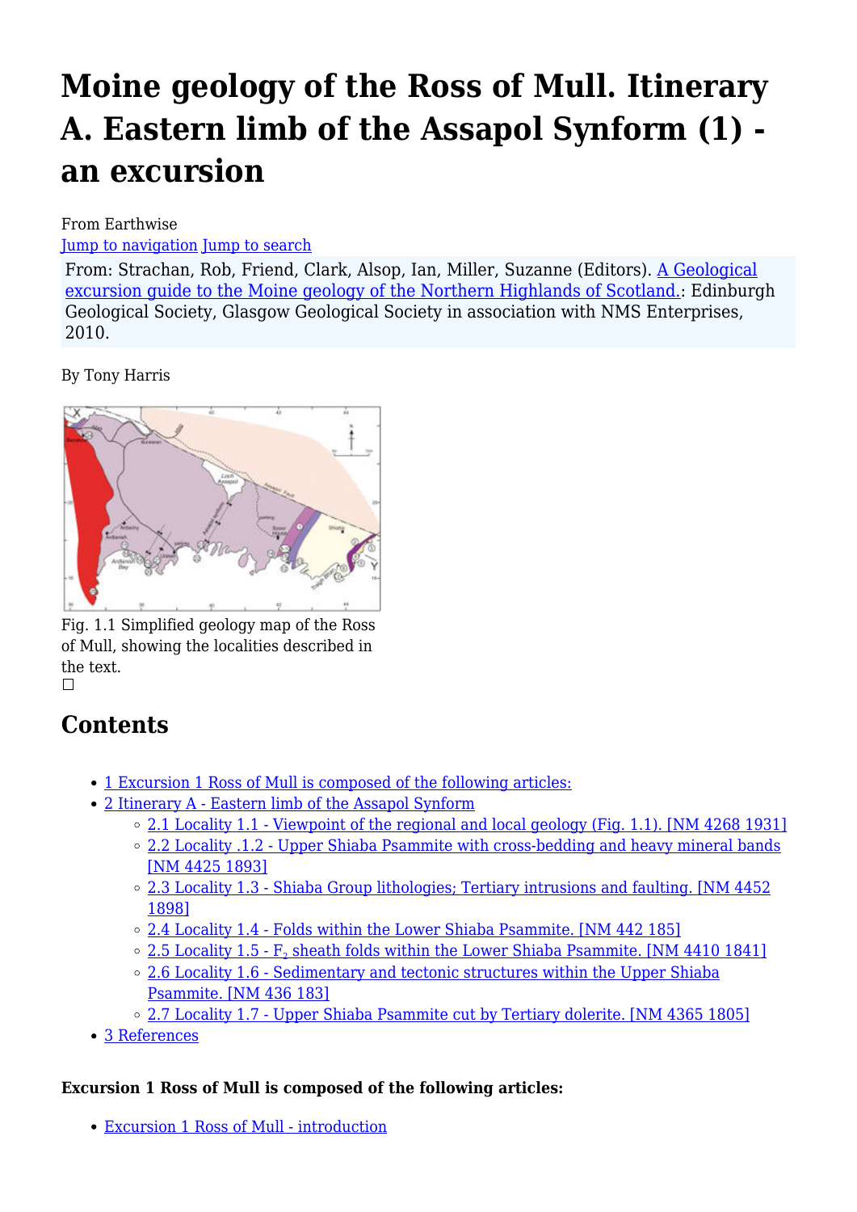# Moine geology of the Ross of Mull. Itinerary A. Eastern limb of the Assapol Synform (1) - an excursion

From Earthwise

Jump to navigation Jump to search

From: Strachan, Rob, Friend, Clark, Alsop, Ian, Miller, Suzanne (Editors). A Geological excursion guide to the Moine geology of the Northern Highlands of Scotland.: Edinburgh Geological Society, Glasgow Geological Society in association with NMS Enterprises, 2010.

By Tony Harris

Fig. 1.1 Simplified geology map of the Ross of Mull, showing the localities described in the text.

## Contents

- 1 Excursion 1 Ross of Mull is composed of the following articles:
- 2 Itinerary A - Eastern limb of the Assapol Synform
  - 2.1 Locality 1.1 - Viewpoint of the regional and local geology (Fig. 1.1). [NM 4268 1931]
  - 2.2 Locality .1.2 - Upper Shiaba Psammite with cross-bedding and heavy mineral bands [NM 4425 1893]
  - 2.3 Locality 1.3 - Shiaba Group lithologies; Tertiary intrusions and faulting. [NM 4452 1898]
  - 2.4 Locality 1.4 - Folds within the Lower Shiaba Psammite. [NM 442 185]
  - 2.5 Locality 1.5 - $F_2$ sheath folds within the Lower Shiaba Psammite. [NM 4410 1841]
  - 2.6 Locality 1.6 - Sedimentary and tectonic structures within the Upper Shiaba Psammite. [NM 436 183]
  - 2.7 Locality 1.7 - Upper Shiaba Psammite cut by Tertiary dolerite. [NM 4365 1805]
- 3 References

**Excursion 1 Ross of Mull is composed of the following articles:**

- Excursion 1 Ross of Mull - introduction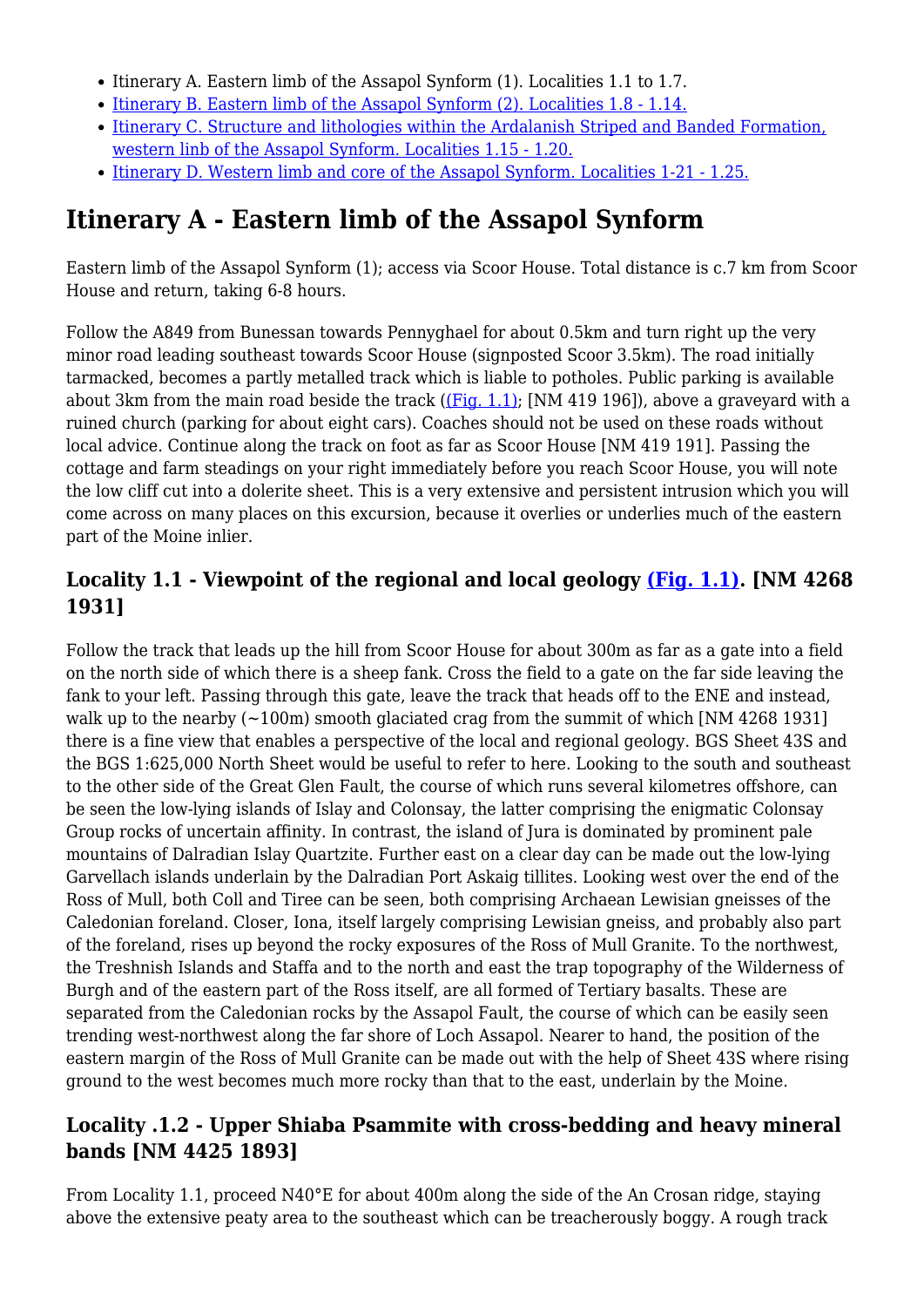- Itinerary A. Eastern limb of the Assapol Synform (1). Localities 1.1 to 1.7.
- Itinerary B. Eastern limb of the Assapol Synform (2). Localities 1.8 - 1.14.
- Itinerary C. Structure and lithologies within the Ardalanish Striped and Banded Formation, western linb of the Assapol Synform. Localities 1.15 - 1.20.
- Itinerary D. Western limb and core of the Assapol Synform. Localities 1-21 - 1.25.

# Itinerary A - Eastern limb of the Assapol Synform

Eastern limb of the Assapol Synform (1); access via Scoor House. Total distance is c.7 km from Scoor House and return, taking 6-8 hours.

Follow the A849 from Bunessan towards Pennyghael for about 0.5km and turn right up the very minor road leading southeast towards Scoor House (signposted Scoor 3.5km). The road initially tarmacked, becomes a partly metalled track which is liable to potholes. Public parking is available about 3km from the main road beside the track ((Fig. 1.1); [NM 419 196]), above a graveyard with a ruined church (parking for about eight cars). Coaches should not be used on these roads without local advice. Continue along the track on foot as far as Scoor House [NM 419 191]. Passing the cottage and farm steadings on your right immediately before you reach Scoor House, you will note the low cliff cut into a dolerite sheet. This is a very extensive and persistent intrusion which you will come across on many places on this excursion, because it overlies or underlies much of the eastern part of the Moine inlier.

## Locality 1.1 - Viewpoint of the regional and local geology (Fig. 1.1). [NM 4268 1931]

Follow the track that leads up the hill from Scoor House for about 300m as far as a gate into a field on the north side of which there is a sheep fank. Cross the field to a gate on the far side leaving the fank to your left. Passing through this gate, leave the track that heads off to the ENE and instead, walk up to the nearby (~100m) smooth glaciated crag from the summit of which [NM 4268 1931] there is a fine view that enables a perspective of the local and regional geology. BGS Sheet 43S and the BGS 1:625,000 North Sheet would be useful to refer to here. Looking to the south and southeast to the other side of the Great Glen Fault, the course of which runs several kilometres offshore, can be seen the low-lying islands of Islay and Colonsay, the latter comprising the enigmatic Colonsay Group rocks of uncertain affinity. In contrast, the island of Jura is dominated by prominent pale mountains of Dalradian Islay Quartzite. Further east on a clear day can be made out the low-lying Garvellach islands underlain by the Dalradian Port Askaig tillites. Looking west over the end of the Ross of Mull, both Coll and Tiree can be seen, both comprising Archaean Lewisian gneisses of the Caledonian foreland. Closer, Iona, itself largely comprising Lewisian gneiss, and probably also part of the foreland, rises up beyond the rocky exposures of the Ross of Mull Granite. To the northwest, the Treshnish Islands and Staffa and to the north and east the trap topography of the Wilderness of Burgh and of the eastern part of the Ross itself, are all formed of Tertiary basalts. These are separated from the Caledonian rocks by the Assapol Fault, the course of which can be easily seen trending west-northwest along the far shore of Loch Assapol. Nearer to hand, the position of the eastern margin of the Ross of Mull Granite can be made out with the help of Sheet 43S where rising ground to the west becomes much more rocky than that to the east, underlain by the Moine.

## Locality .1.2 - Upper Shiaba Psammite with cross-bedding and heavy mineral bands [NM 4425 1893]

From Locality 1.1, proceed N40°E for about 400m along the side of the An Crosan ridge, staying above the extensive peaty area to the southeast which can be treacherously boggy. A rough track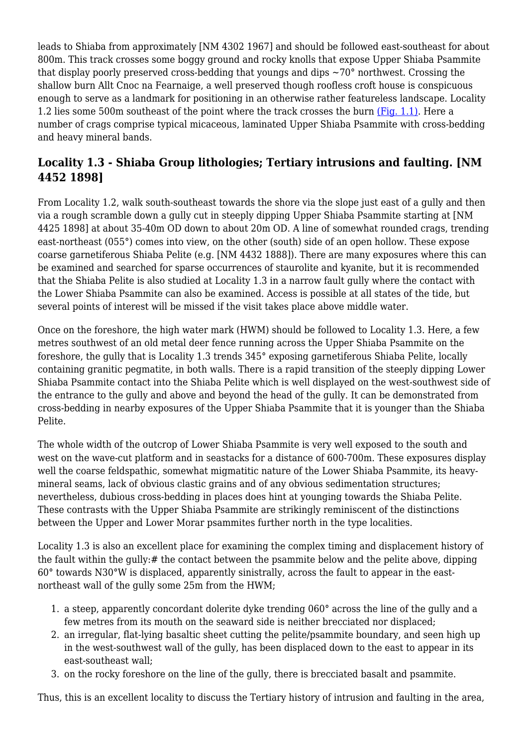leads to Shiaba from approximately [NM 4302 1967] and should be followed east-southeast for about 800m. This track crosses some boggy ground and rocky knolls that expose Upper Shiaba Psammite that display poorly preserved cross-bedding that youngs and dips ~70° northwest. Crossing the shallow burn Allt Cnoc na Fearnaige, a well preserved though roofless croft house is conspicuous enough to serve as a landmark for positioning in an otherwise rather featureless landscape. Locality 1.2 lies some 500m southeast of the point where the track crosses the burn (Fig. 1.1). Here a number of crags comprise typical micaceous, laminated Upper Shiaba Psammite with cross-bedding and heavy mineral bands.

## Locality 1.3 - Shiaba Group lithologies; Tertiary intrusions and faulting. [NM 4452 1898]

From Locality 1.2, walk south-southeast towards the shore via the slope just east of a gully and then via a rough scramble down a gully cut in steeply dipping Upper Shiaba Psammite starting at [NM 4425 1898] at about 35-40m OD down to about 20m OD. A line of somewhat rounded crags, trending east-northeast (055°) comes into view, on the other (south) side of an open hollow. These expose coarse garnetiferous Shiaba Pelite (e.g. [NM 4432 1888]). There are many exposures where this can be examined and searched for sparse occurrences of staurolite and kyanite, but it is recommended that the Shiaba Pelite is also studied at Locality 1.3 in a narrow fault gully where the contact with the Lower Shiaba Psammite can also be examined. Access is possible at all states of the tide, but several points of interest will be missed if the visit takes place above middle water.

Once on the foreshore, the high water mark (HWM) should be followed to Locality 1.3. Here, a few metres southwest of an old metal deer fence running across the Upper Shiaba Psammite on the foreshore, the gully that is Locality 1.3 trends 345° exposing garnetiferous Shiaba Pelite, locally containing granitic pegmatite, in both walls. There is a rapid transition of the steeply dipping Lower Shiaba Psammite contact into the Shiaba Pelite which is well displayed on the west-southwest side of the entrance to the gully and above and beyond the head of the gully. It can be demonstrated from cross-bedding in nearby exposures of the Upper Shiaba Psammite that it is younger than the Shiaba Pelite.

The whole width of the outcrop of Lower Shiaba Psammite is very well exposed to the south and west on the wave-cut platform and in seastacks for a distance of 600-700m. These exposures display well the coarse feldspathic, somewhat migmatitic nature of the Lower Shiaba Psammite, its heavy-mineral seams, lack of obvious clastic grains and of any obvious sedimentation structures; nevertheless, dubious cross-bedding in places does hint at younging towards the Shiaba Pelite. These contrasts with the Upper Shiaba Psammite are strikingly reminiscent of the distinctions between the Upper and Lower Morar psammites further north in the type localities.

Locality 1.3 is also an excellent place for examining the complex timing and displacement history of the fault within the gully:# the contact between the psammite below and the pelite above, dipping 60° towards N30°W is displaced, apparently sinistrally, across the fault to appear in the east-northeast wall of the gully some 25m from the HWM;

1. a steep, apparently concordant dolerite dyke trending 060° across the line of the gully and a few metres from its mouth on the seaward side is neither brecciated nor displaced;
2. an irregular, flat-lying basaltic sheet cutting the pelite/psammite boundary, and seen high up in the west-southwest wall of the gully, has been displaced down to the east to appear in its east-southeast wall;
3. on the rocky foreshore on the line of the gully, there is brecciated basalt and psammite.

Thus, this is an excellent locality to discuss the Tertiary history of intrusion and faulting in the area,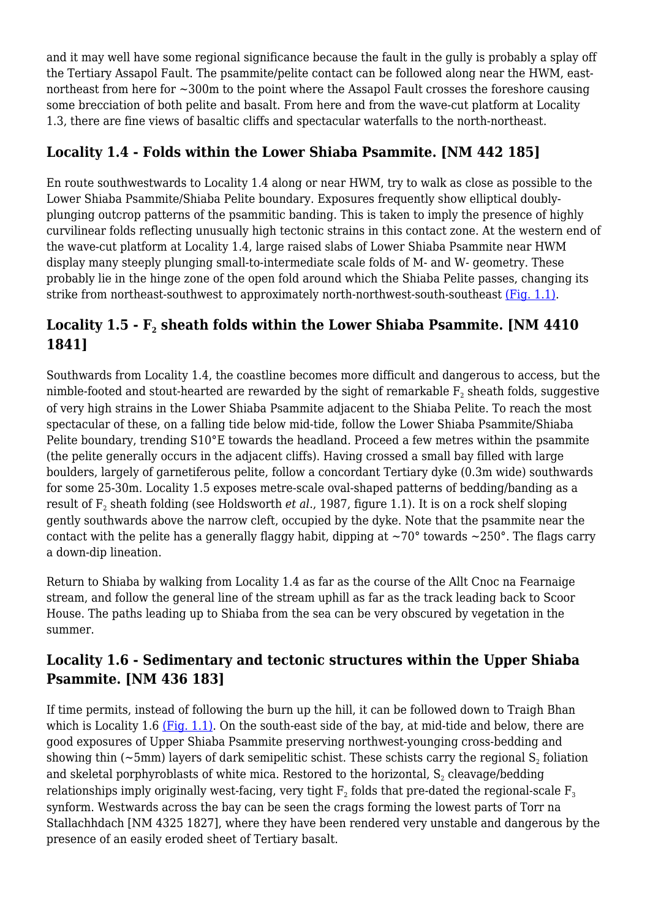and it may well have some regional significance because the fault in the gully is probably a splay off the Tertiary Assapol Fault. The psammite/pelite contact can be followed along near the HWM, east-northeast from here for ~300m to the point where the Assapol Fault crosses the foreshore causing some brecciation of both pelite and basalt. From here and from the wave-cut platform at Locality 1.3, there are fine views of basaltic cliffs and spectacular waterfalls to the north-northeast.

## Locality 1.4 - Folds within the Lower Shiaba Psammite. [NM 442 185]

En route southwestwards to Locality 1.4 along or near HWM, try to walk as close as possible to the Lower Shiaba Psammite/Shiaba Pelite boundary. Exposures frequently show elliptical doubly-plunging outcrop patterns of the psammitic banding. This is taken to imply the presence of highly curvilinear folds reflecting unusually high tectonic strains in this contact zone. At the western end of the wave-cut platform at Locality 1.4, large raised slabs of Lower Shiaba Psammite near HWM display many steeply plunging small-to-intermediate scale folds of M- and W- geometry. These probably lie in the hinge zone of the open fold around which the Shiaba Pelite passes, changing its strike from northeast-southwest to approximately north-northwest-south-southeast (Fig. 1.1).

## Locality 1.5 - $F_2$ sheath folds within the Lower Shiaba Psammite. [NM 4410 1841]

Southwards from Locality 1.4, the coastline becomes more difficult and dangerous to access, but the nimble-footed and stout-hearted are rewarded by the sight of remarkable $F_2$ sheath folds, suggestive of very high strains in the Lower Shiaba Psammite adjacent to the Shiaba Pelite. To reach the most spectacular of these, on a falling tide below mid-tide, follow the Lower Shiaba Psammite/Shiaba Pelite boundary, trending S10°E towards the headland. Proceed a few metres within the psammite (the pelite generally occurs in the adjacent cliffs). Having crossed a small bay filled with large boulders, largely of garnetiferous pelite, follow a concordant Tertiary dyke (0.3m wide) southwards for some 25-30m. Locality 1.5 exposes metre-scale oval-shaped patterns of bedding/banding as a result of $F_2$ sheath folding (see Holdsworth *et al*., 1987, figure 1.1). It is on a rock shelf sloping gently southwards above the narrow cleft, occupied by the dyke. Note that the psammite near the contact with the pelite has a generally flaggy habit, dipping at ~70° towards ~250°. The flags carry a down-dip lineation.

Return to Shiaba by walking from Locality 1.4 as far as the course of the Allt Cnoc na Fearnaige stream, and follow the general line of the stream uphill as far as the track leading back to Scoor House. The paths leading up to Shiaba from the sea can be very obscured by vegetation in the summer.

## Locality 1.6 - Sedimentary and tectonic structures within the Upper Shiaba Psammite. [NM 436 183]

If time permits, instead of following the burn up the hill, it can be followed down to Traigh Bhan which is Locality 1.6 (Fig. 1.1). On the south-east side of the bay, at mid-tide and below, there are good exposures of Upper Shiaba Psammite preserving northwest-younging cross-bedding and showing thin (~5mm) layers of dark semipelitic schist. These schists carry the regional $S_2$ foliation and skeletal porphyroblasts of white mica. Restored to the horizontal, $S_2$ cleavage/bedding relationships imply originally west-facing, very tight $F_2$ folds that pre-dated the regional-scale $F_3$ synform. Westwards across the bay can be seen the crags forming the lowest parts of Torr na Stallachhdach [NM 4325 1827], where they have been rendered very unstable and dangerous by the presence of an easily eroded sheet of Tertiary basalt.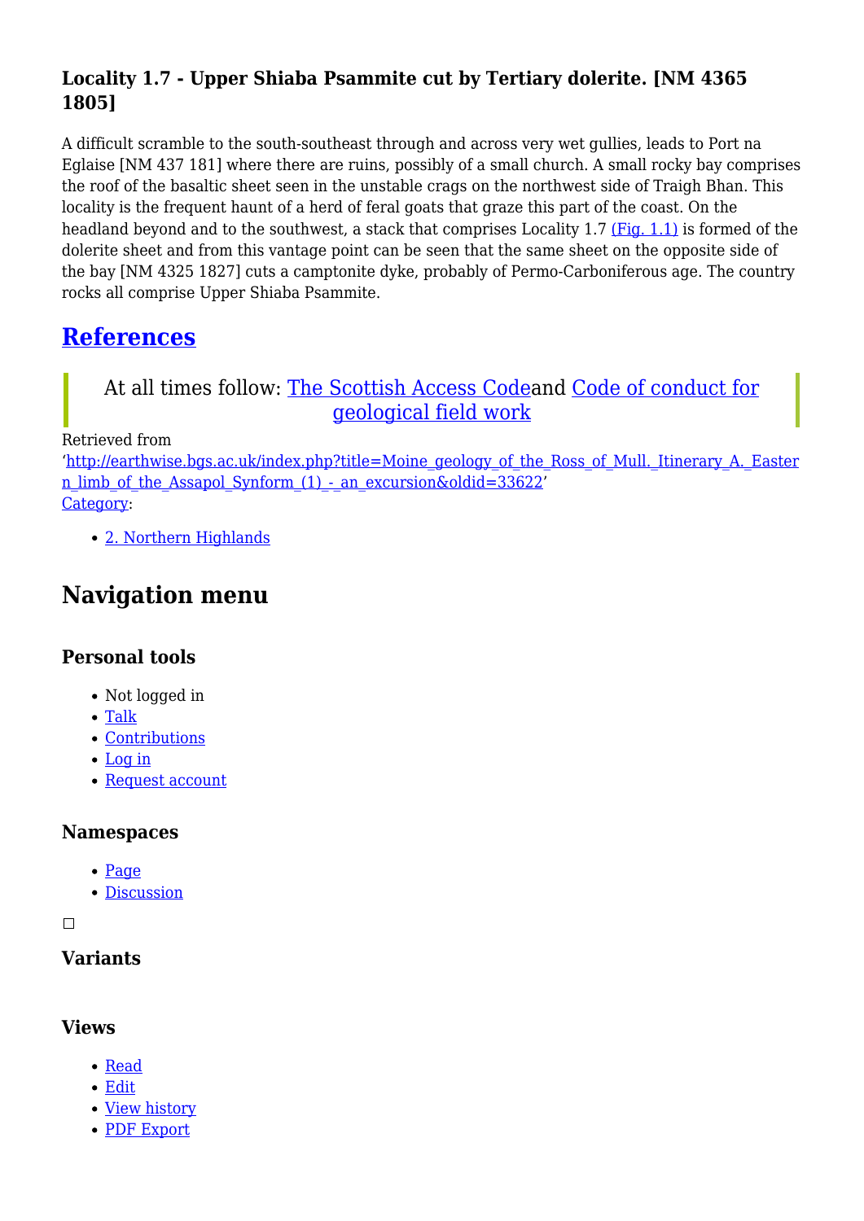### Locality 1.7 - Upper Shiaba Psammite cut by Tertiary dolerite. [NM 4365 1805]

A difficult scramble to the south-southeast through and across very wet gullies, leads to Port na Eglaise [NM 437 181] where there are ruins, possibly of a small church. A small rocky bay comprises the roof of the basaltic sheet seen in the unstable crags on the northwest side of Traigh Bhan. This locality is the frequent haunt of a herd of feral goats that graze this part of the coast. On the headland beyond and to the southwest, a stack that comprises Locality 1.7 (Fig. 1.1) is formed of the dolerite sheet and from this vantage point can be seen that the same sheet on the opposite side of the bay [NM 4325 1827] cuts a camptonite dyke, probably of Permo-Carboniferous age. The country rocks all comprise Upper Shiaba Psammite.

## References

> At all times follow: The Scottish Access Codeand Code of conduct for geological field work

Retrieved from 'http://earthwise.bgs.ac.uk/index.php?title=Moine_geology_of_the_Ross_of_Mull._Itinerary_A._Eastern_limb_of_the_Assapol_Synform_(1)_-_an_excursion&oldid=33622'

Category:

- 2. Northern Highlands

## Navigation menu

### Personal tools

- Not logged in
- Talk
- Contributions
- Log in
- Request account

### Namespaces

- Page
- Discussion

### Variants

### Views

- Read
- Edit
- View history
- PDF Export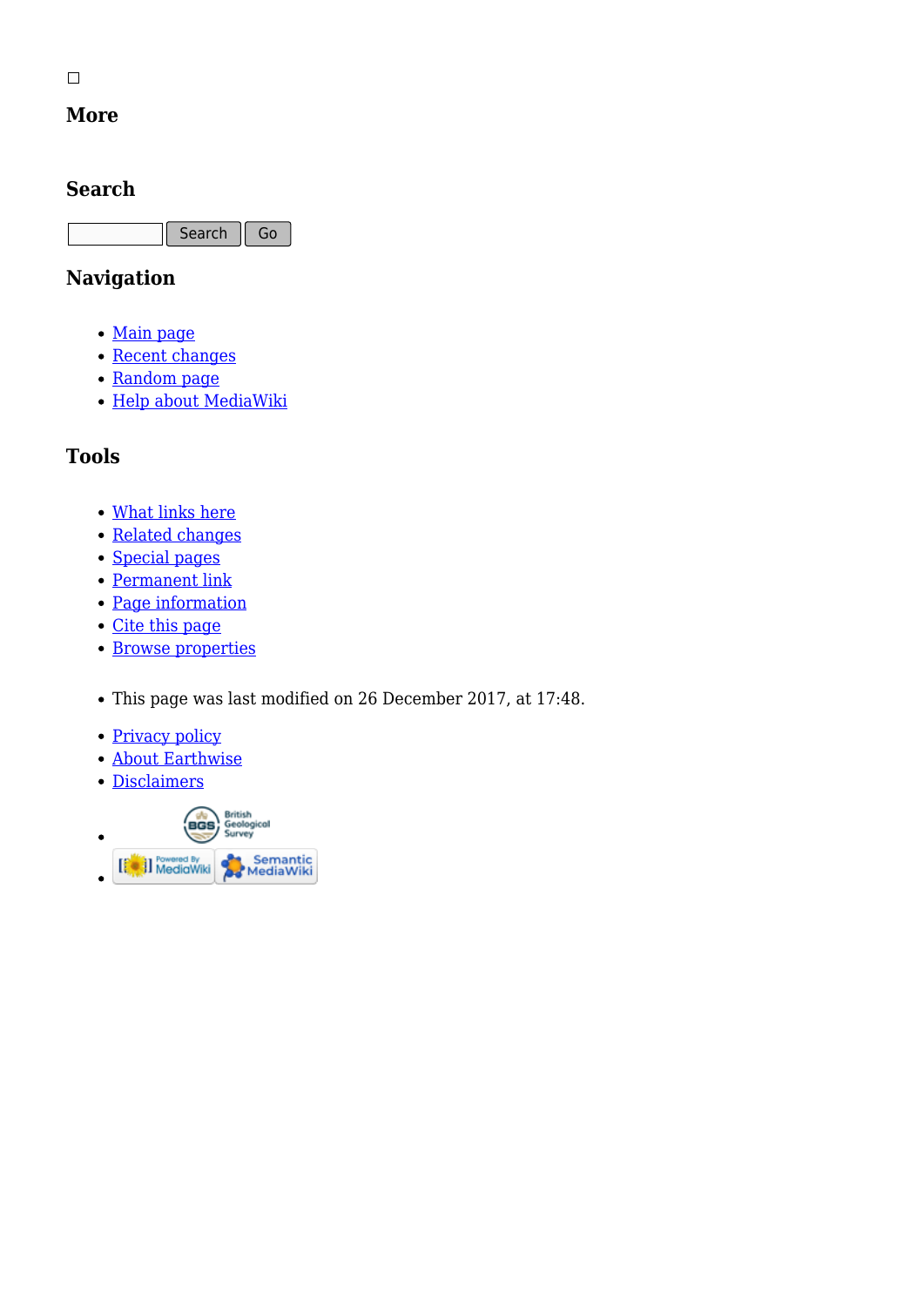☐

### More

### Search

Search Go

### Navigation

- Main page
- Recent changes
- Random page
- Help about MediaWiki

### Tools

- What links here
- Related changes
- Special pages
- Permanent link
- Page information
- Cite this page
- Browse properties

- This page was last modified on 26 December 2017, at 17:48.

- Privacy policy
- About Earthwise
- Disclaimers
- British Geological Survey
- Powered By MediaWiki Semantic MediaWiki